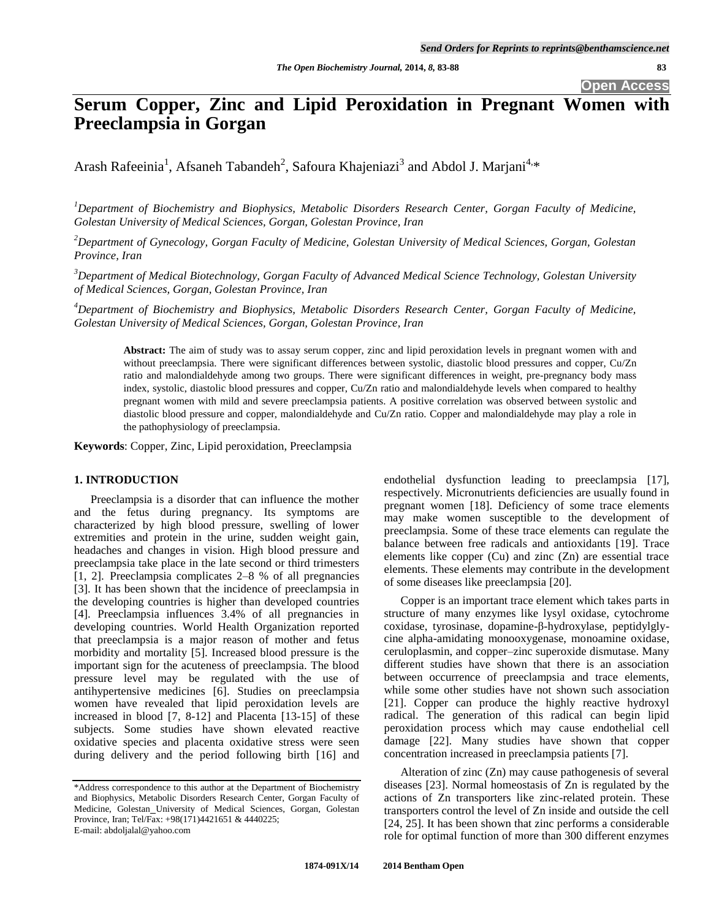# Serum Copper, Zinc and Lipid Peroxidation in Pregnant Women with Preeclampsia in Gorgan

Arash Rafeeinia[1], Afsaneh Tabandeh[2], Safoura Khajeniazi[3] and Abdol J. Marjani[4,*]

[1]*Department of Biochemistry and Biophysics, Metabolic Disorders Research Center, Gorgan Faculty of Medicine, Golestan University of Medical Sciences, Gorgan, Golestan Province, Iran*

[2]*Department of Gynecology, Gorgan Faculty of Medicine, Golestan University of Medical Sciences, Gorgan, Golestan Province, Iran*

[3]*Department of Medical Biotechnology, Gorgan Faculty of Advanced Medical Science Technology, Golestan University of Medical Sciences, Gorgan, Golestan Province, Iran*

[4]*Department of Biochemistry and Biophysics, Metabolic Disorders Research Center, Gorgan Faculty of Medicine, Golestan University of Medical Sciences, Gorgan, Golestan Province, Iran*

**Abstract:** The aim of study was to assay serum copper, zinc and lipid peroxidation levels in pregnant women with and without preeclampsia. There were significant differences between systolic, diastolic blood pressures and copper, Cu/Zn ratio and malondialdehyde among two groups. There were significant differences in weight, pre-pregnancy body mass index, systolic, diastolic blood pressures and copper, Cu/Zn ratio and malondialdehyde levels when compared to healthy pregnant women with mild and severe preeclampsia patients. A positive correlation was observed between systolic and diastolic blood pressure and copper, malondialdehyde and Cu/Zn ratio. Copper and malondialdehyde may play a role in the pathophysiology of preeclampsia.

**Keywords**: Copper, Zinc, Lipid peroxidation, Preeclampsia

## 1. INTRODUCTION

Preeclampsia is a disorder that can influence the mother and the fetus during pregnancy. Its symptoms are characterized by high blood pressure, swelling of lower extremities and protein in the urine, sudden weight gain, headaches and changes in vision. High blood pressure and preeclampsia take place in the late second or third trimesters [1, 2]. Preeclampsia complicates 2–8 % of all pregnancies [3]. It has been shown that the incidence of preeclampsia in the developing countries is higher than developed countries [4]. Preeclampsia influences 3.4% of all pregnancies in developing countries. World Health Organization reported that preeclampsia is a major reason of mother and fetus morbidity and mortality [5]. Increased blood pressure is the important sign for the acuteness of preeclampsia. The blood pressure level may be regulated with the use of antihypertensive medicines [6]. Studies on preeclampsia women have revealed that lipid peroxidation levels are increased in blood [7, 8-12] and Placenta [13-15] of these subjects. Some studies have shown elevated reactive oxidative species and placenta oxidative stress were seen during delivery and the period following birth [16] and endothelial dysfunction leading to preeclampsia [17], respectively. Micronutrients deficiencies are usually found in pregnant women [18]. Deficiency of some trace elements may make women susceptible to the development of preeclampsia. Some of these trace elements can regulate the balance between free radicals and antioxidants [19]. Trace elements like copper (Cu) and zinc (Zn) are essential trace elements. These elements may contribute in the development of some diseases like preeclampsia [20].

Copper is an important trace element which takes parts in structure of many enzymes like lysyl oxidase, cytochrome coxidase, tyrosinase, dopamine-β-hydroxylase, peptidylglycine alpha-amidating monooxygenase, monoamine oxidase, ceruloplasmin, and copper–zinc superoxide dismutase. Many different studies have shown that there is an association between occurrence of preeclampsia and trace elements, while some other studies have not shown such association [21]. Copper can produce the highly reactive hydroxyl radical. The generation of this radical can begin lipid peroxidation process which may cause endothelial cell damage [22]. Many studies have shown that copper concentration increased in preeclampsia patients [7].

Alteration of zinc (Zn) may cause pathogenesis of several diseases [23]. Normal homeostasis of Zn is regulated by the actions of Zn transporters like zinc-related protein. These transporters control the level of Zn inside and outside the cell [24, 25]. It has been shown that zinc performs a considerable role for optimal function of more than 300 different enzymes

*Address correspondence to this author at the Department of Biochemistry and Biophysics, Metabolic Disorders Research Center, Gorgan Faculty of Medicine, Golestan University of Medical Sciences, Gorgan, Golestan Province, Iran; Tel/Fax: +98(171)4421651 & 4440225; E-mail: abdoljalal@yahoo.com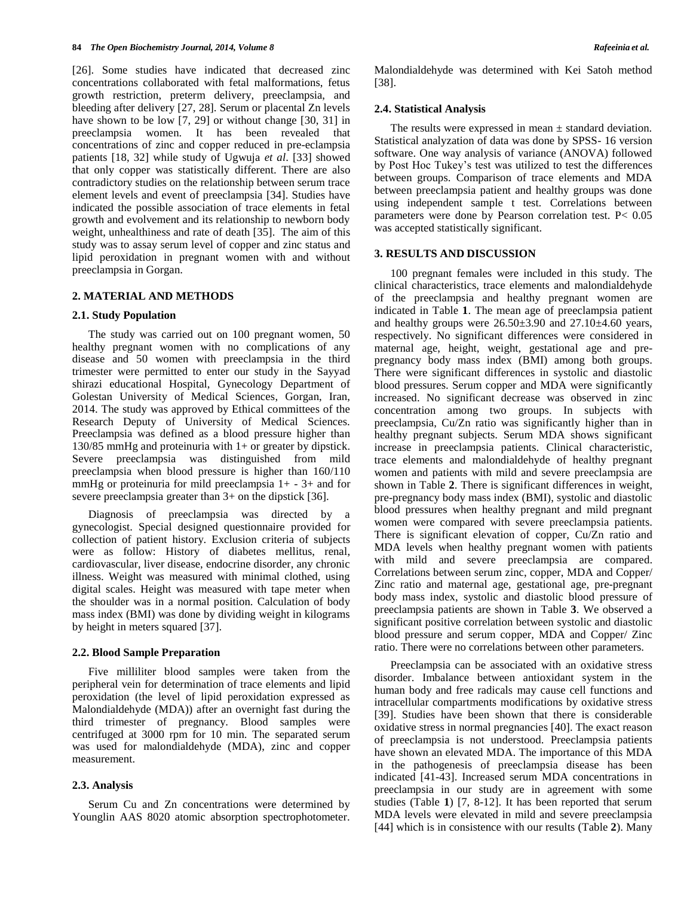[26]. Some studies have indicated that decreased zinc concentrations collaborated with fetal malformations, fetus growth restriction, preterm delivery, preeclampsia, and bleeding after delivery [27, 28]. Serum or placental Zn levels have shown to be low [7, 29] or without change [30, 31] in preeclampsia women. It has been revealed that concentrations of zinc and copper reduced in pre-eclampsia patients [18, 32] while study of Ugwuja *et al*. [33] showed that only copper was statistically different. There are also contradictory studies on the relationship between serum trace element levels and event of preeclampsia [34]. Studies have indicated the possible association of trace elements in fetal growth and evolvement and its relationship to newborn body weight, unhealthiness and rate of death [35]. The aim of this study was to assay serum level of copper and zinc status and lipid peroxidation in pregnant women with and without preeclampsia in Gorgan.

## 2. MATERIAL AND METHODS

### 2.1. Study Population

The study was carried out on 100 pregnant women, 50 healthy pregnant women with no complications of any disease and 50 women with preeclampsia in the third trimester were permitted to enter our study in the Sayyad shirazi educational Hospital, Gynecology Department of Golestan University of Medical Sciences, Gorgan, Iran, 2014. The study was approved by Ethical committees of the Research Deputy of University of Medical Sciences. Preeclampsia was defined as a blood pressure higher than 130/85 mmHg and proteinuria with 1+ or greater by dipstick. Severe preeclampsia was distinguished from mild preeclampsia when blood pressure is higher than 160/110 mmHg or proteinuria for mild preeclampsia 1+ - 3+ and for severe preeclampsia greater than 3+ on the dipstick [36].

Diagnosis of preeclampsia was directed by a gynecologist. Special designed questionnaire provided for collection of patient history. Exclusion criteria of subjects were as follow: History of diabetes mellitus, renal, cardiovascular, liver disease, endocrine disorder, any chronic illness. Weight was measured with minimal clothed, using digital scales. Height was measured with tape meter when the shoulder was in a normal position. Calculation of body mass index (BMI) was done by dividing weight in kilograms by height in meters squared [37].

### 2.2. Blood Sample Preparation

Five milliliter blood samples were taken from the peripheral vein for determination of trace elements and lipid peroxidation (the level of lipid peroxidation expressed as Malondialdehyde (MDA)) after an overnight fast during the third trimester of pregnancy. Blood samples were centrifuged at 3000 rpm for 10 min. The separated serum was used for malondialdehyde (MDA), zinc and copper measurement.

### 2.3. Analysis

Serum Cu and Zn concentrations were determined by Younglin AAS 8020 atomic absorption spectrophotometer. Malondialdehyde was determined with Kei Satoh method [38].

### 2.4. Statistical Analysis

The results were expressed in mean ± standard deviation. Statistical analyzation of data was done by SPSS- 16 version software. One way analysis of variance (ANOVA) followed by Post Hoc Tukey's test was utilized to test the differences between groups. Comparison of trace elements and MDA between preeclampsia patient and healthy groups was done using independent sample t test. Correlations between parameters were done by Pearson correlation test. $P < 0.05$ was accepted statistically significant.

## 3. RESULTS AND DISCUSSION

100 pregnant females were included in this study. The clinical characteristics, trace elements and malondialdehyde of the preeclampsia and healthy pregnant women are indicated in Table **1**. The mean age of preeclampsia patient and healthy groups were 26.50±3.90 and 27.10±4.60 years, respectively. No significant differences were considered in maternal age, height, weight, gestational age and pre-pregnancy body mass index (BMI) among both groups. There were significant differences in systolic and diastolic blood pressures. Serum copper and MDA were significantly increased. No significant decrease was observed in zinc concentration among two groups. In subjects with preeclampsia, Cu/Zn ratio was significantly higher than in healthy pregnant subjects. Serum MDA shows significant increase in preeclampsia patients. Clinical characteristic, trace elements and malondialdehyde of healthy pregnant women and patients with mild and severe preeclampsia are shown in Table **2**. There is significant differences in weight, pre-pregnancy body mass index (BMI), systolic and diastolic blood pressures when healthy pregnant and mild pregnant women were compared with severe preeclampsia patients. There is significant elevation of copper, Cu/Zn ratio and MDA levels when healthy pregnant women with patients with mild and severe preeclampsia are compared. Correlations between serum zinc, copper, MDA and Copper/ Zinc ratio and maternal age, gestational age, pre-pregnant body mass index, systolic and diastolic blood pressure of preeclampsia patients are shown in Table **3**. We observed a significant positive correlation between systolic and diastolic blood pressure and serum copper, MDA and Copper/ Zinc ratio. There were no correlations between other parameters.

Preeclampsia can be associated with an oxidative stress disorder. Imbalance between antioxidant system in the human body and free radicals may cause cell functions and intracellular compartments modifications by oxidative stress [39]. Studies have been shown that there is considerable oxidative stress in normal pregnancies [40]. The exact reason of preeclampsia is not understood. Preeclampsia patients have shown an elevated MDA. The importance of this MDA in the pathogenesis of preeclampsia disease has been indicated [41-43]. Increased serum MDA concentrations in preeclampsia in our study are in agreement with some studies (Table **1**) [7, 8-12]. It has been reported that serum MDA levels were elevated in mild and severe preeclampsia [44] which is in consistence with our results (Table **2**). Many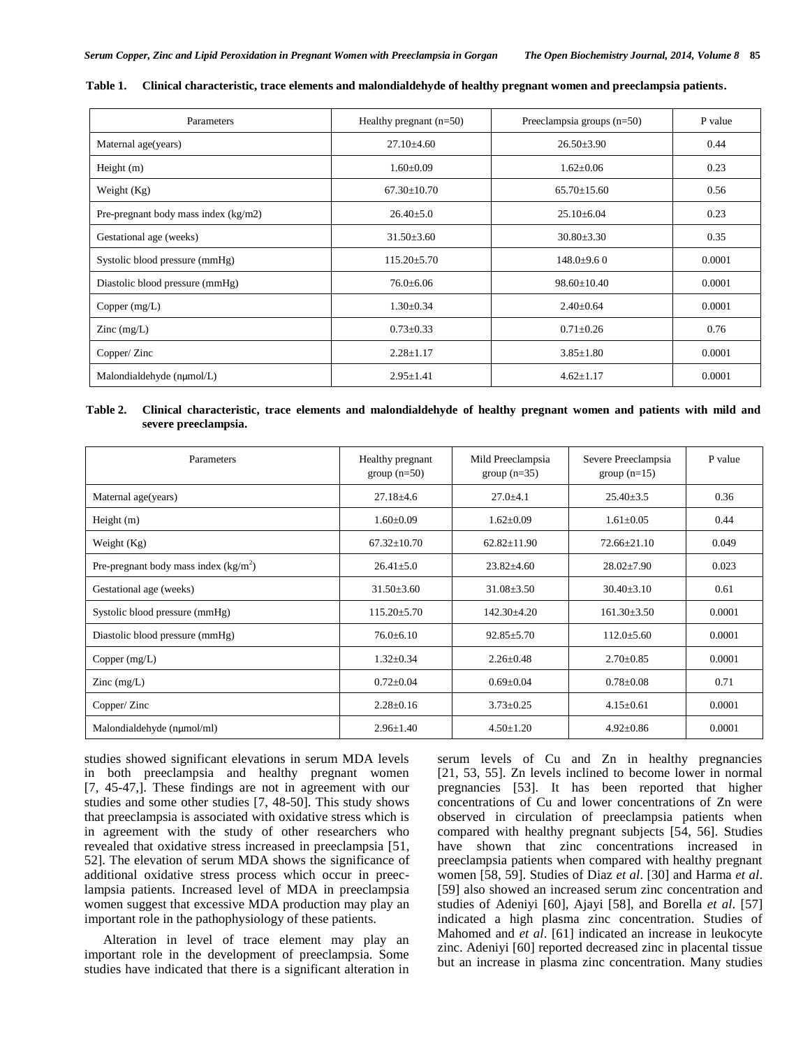**Table 1. Clinical characteristic, trace elements and malondialdehyde of healthy pregnant women and preeclampsia patients.**

| Parameters | Healthy pregnant (n=50) | Preeclampsia groups (n=50) | P value |
|---|---|---|---|
| Maternal age(years) | 27.10±4.60 | 26.50±3.90 | 0.44 |
| Height (m) | 1.60±0.09 | 1.62±0.06 | 0.23 |
| Weight (Kg) | 67.30±10.70 | 65.70±15.60 | 0.56 |
| Pre-pregnant body mass index (kg/m2) | 26.40±5.0 | 25.10±6.04 | 0.23 |
| Gestational age (weeks) | 31.50±3.60 | 30.80±3.30 | 0.35 |
| Systolic blood pressure (mmHg) | 115.20±5.70 | 148.0±9.6 0 | 0.0001 |
| Diastolic blood pressure (mmHg) | 76.0±6.06 | 98.60±10.40 | 0.0001 |
| Copper (mg/L) | 1.30±0.34 | 2.40±0.64 | 0.0001 |
| Zinc (mg/L) | 0.73±0.33 | 0.71±0.26 | 0.76 |
| Copper/ Zinc | 2.28±1.17 | 3.85±1.80 | 0.0001 |
| Malondialdehyde (nμmol/L) | 2.95±1.41 | 4.62±1.17 | 0.0001 |

**Table 2. Clinical characteristic, trace elements and malondialdehyde of healthy pregnant women and patients with mild and severe preeclampsia.**

| Parameters | Healthy pregnant group (n=50) | Mild Preeclampsia group (n=35) | Severe Preeclampsia group (n=15) | P value |
|---|---|---|---|---|
| Maternal age(years) | 27.18±4.6 | 27.0±4.1 | 25.40±3.5 | 0.36 |
| Height (m) | 1.60±0.09 | 1.62±0.09 | 1.61±0.05 | 0.44 |
| Weight (Kg) | 67.32±10.70 | 62.82±11.90 | 72.66±21.10 | 0.049 |
| Pre-pregnant body mass index (kg/m$^2$) | 26.41±5.0 | 23.82±4.60 | 28.02±7.90 | 0.023 |
| Gestational age (weeks) | 31.50±3.60 | 31.08±3.50 | 30.40±3.10 | 0.61 |
| Systolic blood pressure (mmHg) | 115.20±5.70 | 142.30±4.20 | 161.30±3.50 | 0.0001 |
| Diastolic blood pressure (mmHg) | 76.0±6.10 | 92.85±5.70 | 112.0±5.60 | 0.0001 |
| Copper (mg/L) | 1.32±0.34 | 2.26±0.48 | 2.70±0.85 | 0.0001 |
| Zinc (mg/L) | 0.72±0.04 | 0.69±0.04 | 0.78±0.08 | 0.71 |
| Copper/ Zinc | 2.28±0.16 | 3.73±0.25 | 4.15±0.61 | 0.0001 |
| Malondialdehyde (nμmol/ml) | 2.96±1.40 | 4.50±1.20 | 4.92±0.86 | 0.0001 |

studies showed significant elevations in serum MDA levels in both preeclampsia and healthy pregnant women [7, 45-47,]. These findings are not in agreement with our studies and some other studies [7, 48-50]. This study shows that preeclampsia is associated with oxidative stress which is in agreement with the study of other researchers who revealed that oxidative stress increased in preeclampsia [51, 52]. The elevation of serum MDA shows the significance of additional oxidative stress process which occur in preeclampsia patients. Increased level of MDA in preeclampsia women suggest that excessive MDA production may play an important role in the pathophysiology of these patients.

Alteration in level of trace element may play an important role in the development of preeclampsia. Some studies have indicated that there is a significant alteration in serum levels of Cu and Zn in healthy pregnancies [21, 53, 55]. Zn levels inclined to become lower in normal pregnancies [53]. It has been reported that higher concentrations of Cu and lower concentrations of Zn were observed in circulation of preeclampsia patients when compared with healthy pregnant subjects [54, 56]. Studies have shown that zinc concentrations increased in preeclampsia patients when compared with healthy pregnant women [58, 59]. Studies of Diaz *et al*. [30] and Harma *et al*. [59] also showed an increased serum zinc concentration and studies of Adeniyi [60], Ajayi [58], and Borella *et al*. [57] indicated a high plasma zinc concentration. Studies of Mahomed and *et al*. [61] indicated an increase in leukocyte zinc. Adeniyi [60] reported decreased zinc in placental tissue but an increase in plasma zinc concentration. Many studies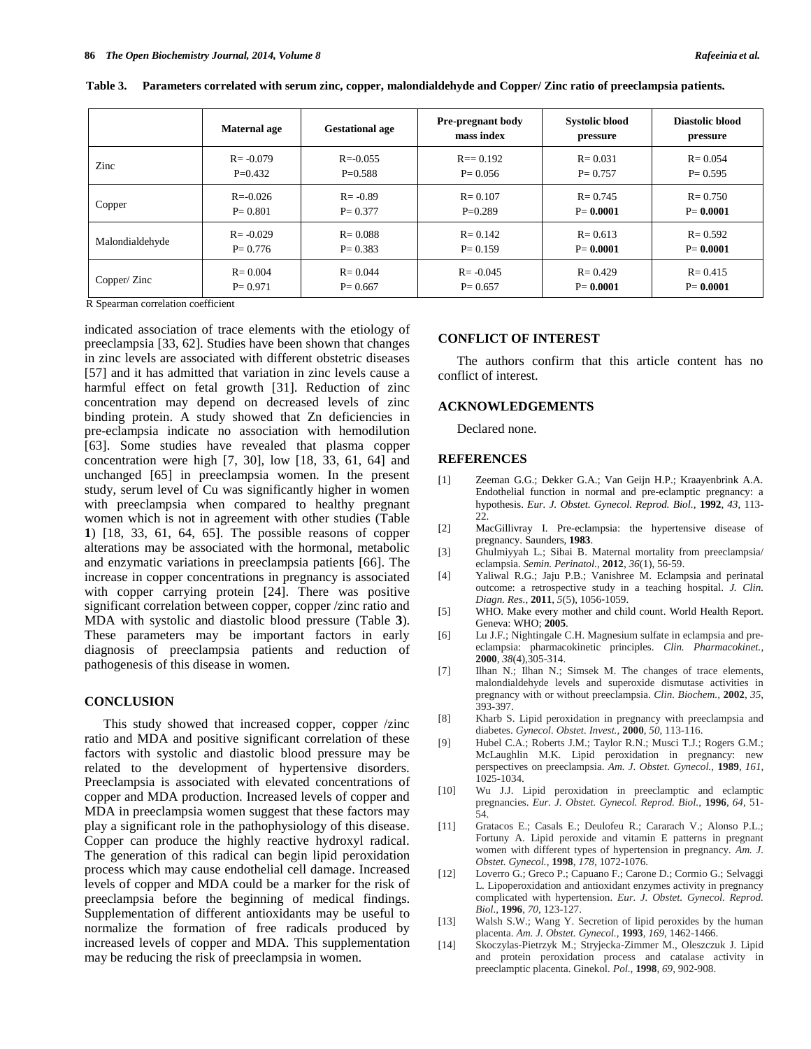**Table 3. Parameters correlated with serum zinc, copper, malondialdehyde and Copper/ Zinc ratio of preeclampsia patients.**

| | Maternal age | Gestational age | Pre-pregnant body mass index | Systolic blood pressure | Diastolic blood pressure |
|---|---|---|---|---|---|
| Zinc | R= -0.079<br>P=0.432 | R=-0.055<br>P=0.588 | R== 0.192<br>P= 0.056 | R= 0.031<br>P= 0.757 | R= 0.054<br>P= 0.595 |
| Copper | R=-0.026<br>P= 0.801 | R= -0.89<br>P= 0.377 | R= 0.107<br>P=0.289 | R= 0.745<br>P= **0.0001** | R= 0.750<br>P= **0.0001** |
| Malondialdehyde | R= -0.029<br>P= 0.776 | R= 0.088<br>P= 0.383 | R= 0.142<br>P= 0.159 | R= 0.613<br>P= **0.0001** | R= 0.592<br>P= **0.0001** |
| Copper/ Zinc | R= 0.004<br>P= 0.971 | R= 0.044<br>P= 0.667 | R= -0.045<br>P= 0.657 | R= 0.429<br>P= **0.0001** | R= 0.415<br>P= **0.0001** |

R Spearman correlation coefficient

indicated association of trace elements with the etiology of preeclampsia [33, 62]. Studies have been shown that changes in zinc levels are associated with different obstetric diseases [57] and it has admitted that variation in zinc levels cause a harmful effect on fetal growth [31]. Reduction of zinc concentration may depend on decreased levels of zinc binding protein. A study showed that Zn deficiencies in pre-eclampsia indicate no association with hemodilution [63]. Some studies have revealed that plasma copper concentration were high [7, 30], low [18, 33, 61, 64] and unchanged [65] in preeclampsia women. In the present study, serum level of Cu was significantly higher in women with preeclampsia when compared to healthy pregnant women which is not in agreement with other studies (Table **1**) [18, 33, 61, 64, 65]. The possible reasons of copper alterations may be associated with the hormonal, metabolic and enzymatic variations in preeclampsia patients [66]. The increase in copper concentrations in pregnancy is associated with copper carrying protein [24]. There was positive significant correlation between copper, copper /zinc ratio and MDA with systolic and diastolic blood pressure (Table **3**). These parameters may be important factors in early diagnosis of preeclampsia patients and reduction of pathogenesis of this disease in women.

## CONCLUSION

This study showed that increased copper, copper /zinc ratio and MDA and positive significant correlation of these factors with systolic and diastolic blood pressure may be related to the development of hypertensive disorders. Preeclampsia is associated with elevated concentrations of copper and MDA production. Increased levels of copper and MDA in preeclampsia women suggest that these factors may play a significant role in the pathophysiology of this disease. Copper can produce the highly reactive hydroxyl radical. The generation of this radical can begin lipid peroxidation process which may cause endothelial cell damage. Increased levels of copper and MDA could be a marker for the risk of preeclampsia before the beginning of medical findings. Supplementation of different antioxidants may be useful to normalize the formation of free radicals produced by increased levels of copper and MDA. This supplementation may be reducing the risk of preeclampsia in women.

## CONFLICT OF INTEREST

The authors confirm that this article content has no conflict of interest.

## ACKNOWLEDGEMENTS

Declared none.

## REFERENCES

[1] Zeeman G.G.; Dekker G.A.; Van Geijn H.P.; Kraayenbrink A.A. Endothelial function in normal and pre-eclamptic pregnancy: a hypothesis. *Eur. J. Obstet. Gynecol. Reprod. Biol.*, **1992**, *43*, 113-22.

[2] MacGillivray I. Pre-eclampsia: the hypertensive disease of pregnancy. Saunders, **1983**.

[3] Ghulmiyyah L.; Sibai B. Maternal mortality from preeclampsia/ eclampsia. *Semin. Perinatol.*, **2012**, *36*(1), 56-59.

[4] Yaliwal R.G.; Jaju P.B.; Vanishree M. Eclampsia and perinatal outcome: a retrospective study in a teaching hospital. *J. Clin. Diagn. Res.*, **2011**, *5*(5), 1056-1059.

[5] WHO. Make every mother and child count. World Health Report. Geneva: WHO; **2005**.

[6] Lu J.F.; Nightingale C.H. Magnesium sulfate in eclampsia and pre-eclampsia: pharmacokinetic principles. *Clin. Pharmacokinet.*, **2000**, *38*(4),305-314.

[7] Ilhan N.; Ilhan N.; Simsek M. The changes of trace elements, malondialdehyde levels and superoxide dismutase activities in pregnancy with or without preeclampsia. *Clin. Biochem.*, **2002**, *35*, 393-397.

[8] Kharb S. Lipid peroxidation in pregnancy with preeclampsia and diabetes. *Gynecol. Obstet. Invest.*, **2000**, *50*, 113-116.

[9] Hubel C.A.; Roberts J.M.; Taylor R.N.; Musci T.J.; Rogers G.M.; McLaughlin M.K. Lipid peroxidation in pregnancy: new perspectives on preeclampsia. *Am. J. Obstet. Gynecol.*, **1989**, *161*, 1025-1034.

[10] Wu J.J. Lipid peroxidation in preeclamptic and eclamptic pregnancies. *Eur. J. Obstet. Gynecol. Reprod. Biol.*, **1996**, *64*, 51-54.

[11] Gratacos E.; Casals E.; Deulofeu R.; Cararach V.; Alonso P.L.; Fortuny A. Lipid peroxide and vitamin E patterns in pregnant women with different types of hypertension in pregnancy. *Am. J. Obstet. Gynecol.*, **1998**, *178*, 1072-1076.

[12] Loverro G.; Greco P.; Capuano F.; Carone D.; Cormio G.; Selvaggi L. Lipoperoxidation and antioxidant enzymes activity in pregnancy complicated with hypertension. *Eur. J. Obstet. Gynecol. Reprod. Biol.*, **1996**, *70*, 123-127.

[13] Walsh S.W.; Wang Y. Secretion of lipid peroxides by the human placenta. *Am. J. Obstet. Gynecol.*, **1993**, *169*, 1462-1466.

[14] Skoczylas-Pietrzyk M.; Stryjecka-Zimmer M., Oleszczuk J. Lipid and protein peroxidation process and catalase activity in preeclamptic placenta. Ginekol. *Pol.*, **1998**, *69*, 902-908.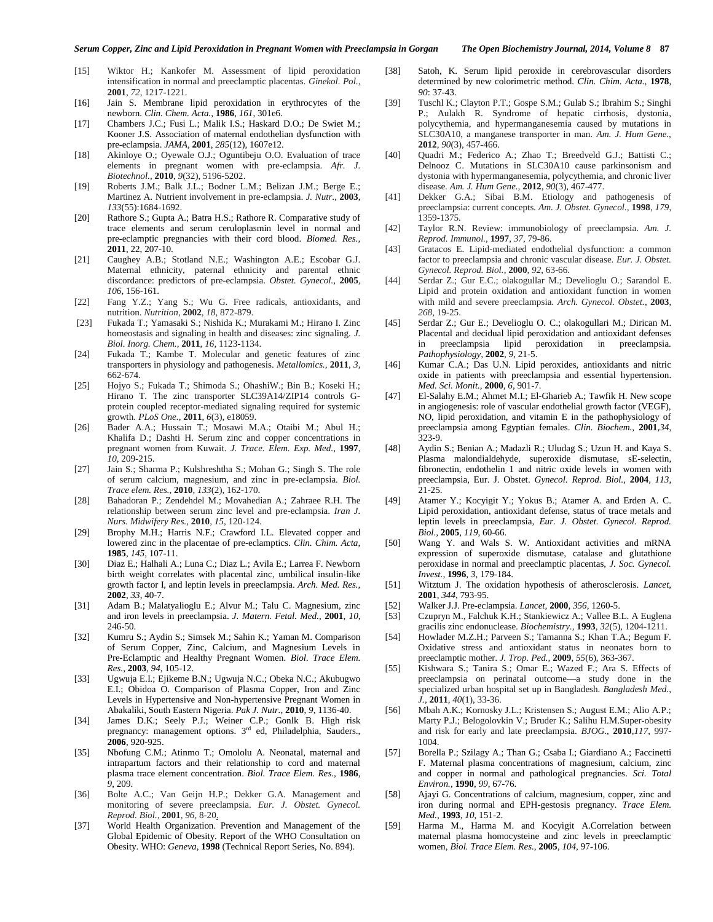[15] Wiktor H.; Kankofer M. Assessment of lipid peroxidation intensification in normal and preeclamptic placentas. *Ginekol. Pol.*, **2001**, *72*, 1217-1221.

[16] Jain S. Membrane lipid peroxidation in erythrocytes of the newborn. *Clin. Chem. Acta.*, **1986**, *161*, 301e6.

[17] Chambers J.C.; Fusi L.; Malik I.S.; Haskard D.O.; De Swiet M.; Kooner J.S. Association of maternal endothelian dysfunction with pre-eclampsia. *JAMA*, **2001**, *285*(12), 1607e12.

[18] Akinloye O.; Oyewale O.J.; Oguntibeju O.O. Evaluation of trace elements in pregnant women with pre-eclampsia. *Afr. J. Biotechnol.*, **2010**, *9*(32), 5196-5202.

[19] Roberts J.M.; Balk J.L.; Bodner L.M.; Belizan J.M.; Berge E.; Martinez A. Nutrient involvement in pre-eclampsia. *J. Nutr.*, **2003**, *133*(55):1684-1692.

[20] Rathore S.; Gupta A.; Batra H.S.; Rathore R. Comparative study of trace elements and serum ceruloplasmin level in normal and pre-eclamptic pregnancies with their cord blood. *Biomed. Res.*, **2011**, 22, 207-10.

[21] Caughey A.B.; Stotland N.E.; Washington A.E.; Escobar G.J. Maternal ethnicity, paternal ethnicity and parental ethnic discordance: predictors of pre-eclampsia. *Obstet. Gynecol.*, **2005**, *106*, 156-161.

[22] Fang Y.Z.; Yang S.; Wu G. Free radicals, antioxidants, and nutrition. *Nutrition*, **2002**, *18*, 872-879.

[23] Fukada T.; Yamasaki S.; Nishida K.; Murakami M.; Hirano I. Zinc homeostasis and signaling in health and diseases: zinc signaling. *J. Biol. Inorg. Chem.*, **2011**, *16*, 1123-1134.

[24] Fukada T.; Kambe T. Molecular and genetic features of zinc transporters in physiology and pathogenesis. *Metallomics.*, **2011**, *3*, 662-674.

[25] Hojyo S.; Fukada T.; Shimoda S.; OhashiW.; Bin B.; Koseki H.; Hirano T. The zinc transporter SLC39A14/ZIP14 controls G-protein coupled receptor-mediated signaling required for systemic growth. *PLoS One.*, **2011**, *6*(3), e18059.

[26] Bader A.A.; Hussain T.; Mosawi M.A.; Otaibi M.; Abul H.; Khalifa D.; Dashti H. Serum zinc and copper concentrations in pregnant women from Kuwait. *J. Trace. Elem. Exp. Med.*, **1997**, *10*, 209-215.

[27] Jain S.; Sharma P.; Kulshreshtha S.; Mohan G.; Singh S. The role of serum calcium, magnesium, and zinc in pre-eclampsia. *Biol. Trace elem. Res.*, **2010**, *133*(2), 162-170.

[28] Bahadoran P.; Zendehdel M.; Movahedian A.; Zahraee R.H. The relationship between serum zinc level and pre-eclampsia. *Iran J. Nurs. Midwifery Res.*, **2010**, *15*, 120-124.

[29] Brophy M.H.; Harris N.F.; Crawford I.L. Elevated copper and lowered zinc in the placentae of pre-eclamptics. *Clin. Chim. Acta*, **1985**, *145*, 107-11.

[30] Diaz E.; Halhali A.; Luna C.; Diaz L.; Avila E.; Larrea F. Newborn birth weight correlates with placental zinc, umbilical insulin-like growth factor I, and leptin levels in preeclampsia. *Arch. Med. Res.*, **2002**, *33*, 40-7.

[31] Adam B.; Malatyalioglu E.; Alvur M.; Talu C. Magnesium, zinc and iron levels in preeclampsia. *J. Matern. Fetal. Med.*, **2001**, *10*, 246-50.

[32] Kumru S.; Aydin S.; Simsek M.; Sahin K.; Yaman M. Comparison of Serum Copper, Zinc, Calcium, and Magnesium Levels in Pre-Eclamptic and Healthy Pregnant Women. *Biol. Trace Elem. Res.*, **2003**, *94*, 105-12.

[33] Ugwuja E.I.; Ejikeme B.N.; Ugwuja N.C.; Obeka N.C.; Akubugwo E.I.; Obidoa O. Comparison of Plasma Copper, Iron and Zinc Levels in Hypertensive and Non-hypertensive Pregnant Women in Abakaliki, South Eastern Nigeria. *Pak J. Nutr.*, **2010**, *9*, 1136-40.

[34] James D.K.; Seely P.J.; Weiner C.P.; Gonlk B. High risk pregnancy: management options. 3rd ed, Philadelphia, Sauders., **2006**, 920-925.

[35] Nbofung C.M.; Atinmo T.; Omololu A. Neonatal, maternal and intrapartum factors and their relationship to cord and maternal plasma trace element concentration. *Biol. Trace Elem. Res.*, **1986**, *9*, 209.

[36] Bolte A.C.; Van Geijn H.P.; Dekker G.A. Management and monitoring of severe preeclampsia. *Eur. J. Obstet. Gynecol. Reprod. Biol.*, **2001**, *96*, 8-20.

[37] World Health Organization. Prevention and Management of the Global Epidemic of Obesity. Report of the WHO Consultation on Obesity. WHO: *Geneva*, **1998** (Technical Report Series, No. 894).

[38] Satoh, K. Serum lipid peroxide in cerebrovascular disorders determined by new colorimetric method. *Clin. Chim. Acta.*, **1978**, *90*: 37-43.

[39] Tuschl K.; Clayton P.T.; Gospe S.M.; Gulab S.; Ibrahim S.; Singhi P.; Aulakh R. Syndrome of hepatic cirrhosis, dystonia, polycythemia, and hypermanganesemia caused by mutations in SLC30A10, a manganese transporter in man. *Am. J. Hum Gene.*, **2012**, *90*(3), 457-466.

[40] Quadri M.; Federico A.; Zhao T.; Breedveld G.J.; Battisti C.; Delnooz C. Mutations in SLC30A10 cause parkinsonism and dystonia with hypermanganesemia, polycythemia, and chronic liver disease. *Am. J. Hum Gene.*, **2012**, *90*(3), 467-477.

[41] Dekker G.A.; Sibai B.M. Etiology and pathogenesis of preeclampsia: current concepts. *Am. J. Obstet. Gynecol.*, **1998**, *179*, 1359-1375.

[42] Taylor R.N. Review: immunobiology of preeclampsia. *Am. J. Reprod. Immunol.*, **1997**, *37*, 79-86.

[43] Gratacos E. Lipid-mediated endothelial dysfunction: a common factor to preeclampsia and chronic vascular disease. *Eur. J. Obstet. Gynecol. Reprod. Biol.*, **2000**, *92*, 63-66.

[44] Serdar Z.; Gur E.C.; olakogullar M.; Develioglu O.; Sarandol E. Lipid and protein oxidation and antioxidant function in women with mild and severe preeclampsia. *Arch. Gynecol. Obstet.*, **2003**, *268*, 19-25.

[45] Serdar Z.; Gur E.; Develioglu O. C.; olakogullari M.; Dirican M. Placental and decidual lipid peroxidation and antioxidant defenses in preeclampsia lipid peroxidation in preeclampsia. *Pathophysiology*, **2002**, *9*, 21-5.

[46] Kumar C.A.; Das U.N. Lipid peroxides, antioxidants and nitric oxide in patients with preeclampsia and essential hypertension. *Med. Sci. Monit.*, **2000**, *6*, 901-7.

[47] El-Salahy E.M.; Ahmet M.I.; El-Gharieb A.; Tawfik H. New scope in angiogenesis: role of vascular endothelial growth factor (VEGF), NO, lipid peroxidation, and vitamin E in the pathophysiology of preeclampsia among Egyptian females. *Clin. Biochem.*, **2001**,*34*, 323-9.

[48] Aydin S.; Benian A.; Madazli R.; Uludag S.; Uzun H. and Kaya S. Plasma malondialdehyde, superoxide dismutase, sE-selectin, fibronectin, endothelin 1 and nitric oxide levels in women with preeclampsia, Eur. J. Obstet. *Gynecol. Reprod. Biol.*, **2004**, *113*, 21-25.

[49] Atamer Y.; Kocyigit Y.; Yokus B.; Atamer A. and Erden A. C. Lipid peroxidation, antioxidant defense, status of trace metals and leptin levels in preeclampsia, *Eur. J. Obstet. Gynecol. Reprod. Biol.*, **2005**, *119*, 60-66.

[50] Wang Y. and Wals S. W. Antioxidant activities and mRNA expression of superoxide dismutase, catalase and glutathione peroxidase in normal and preeclamptic placentas, *J. Soc. Gynecol. Invest.*, **1996**, *3*, 179-184.

[51] Witztum J. The oxidation hypothesis of atherosclerosis. *Lancet*, **2001**, *344*, 793-95.

[52] Walker J.J. Pre-eclampsia. *Lancet*, **2000**, *356*, 1260-5.

[53] Czupryn M., Falchuk K.H.; Stankiewicz A.; Vallee B.L. A Euglena gracilis zinc endonuclease. *Biochemistry.*, **1993**, *32*(5), 1204-1211.

[54] Howlader M.Z.H.; Parveen S.; Tamanna S.; Khan T.A.; Begum F. Oxidative stress and antioxidant status in neonates born to preeclamptic mother. *J. Trop. Ped.*, **2009**, *55*(6), 363-367.

[55] Kishwara S.; Tanira S.; Omar E.; Wazed F.; Ara S. Effects of preeclampsia on perinatal outcome—a study done in the specialized urban hospital set up in Bangladesh. *Bangladesh Med., J.*, **2011**, *40*(1), 33-36.

[56] Mbah A.K.; Kornosky J.L.; Kristensen S.; August E.M.; Alio A.P.; Marty P.J.; Belogolovkin V.; Bruder K.; Salihu H.M.Super-obesity and risk for early and late preeclampsia. *BJOG.*, **2010**,*117*, 997-1004.

[57] Borella P.; Szilagy A.; Than G.; Csaba I.; Giardiano A.; Faccinetti F. Maternal plasma concentrations of magnesium, calcium, zinc and copper in normal and pathological pregnancies. *Sci. Total Environ.*, **1990**, *99*, 67-76.

[58] Ajayi G. Concentrations of calcium, magnesium, copper, zinc and iron during normal and EPH-gestosis pregnancy. *Trace Elem. Med.*, **1993**, *10*, 151-2.

[59] Harma M., Harma M. and Kocyigit A.Correlation between maternal plasma homocysteine and zinc levels in preeclamptic women, *Biol. Trace Elem. Res.*, **2005**, *104*, 97-106.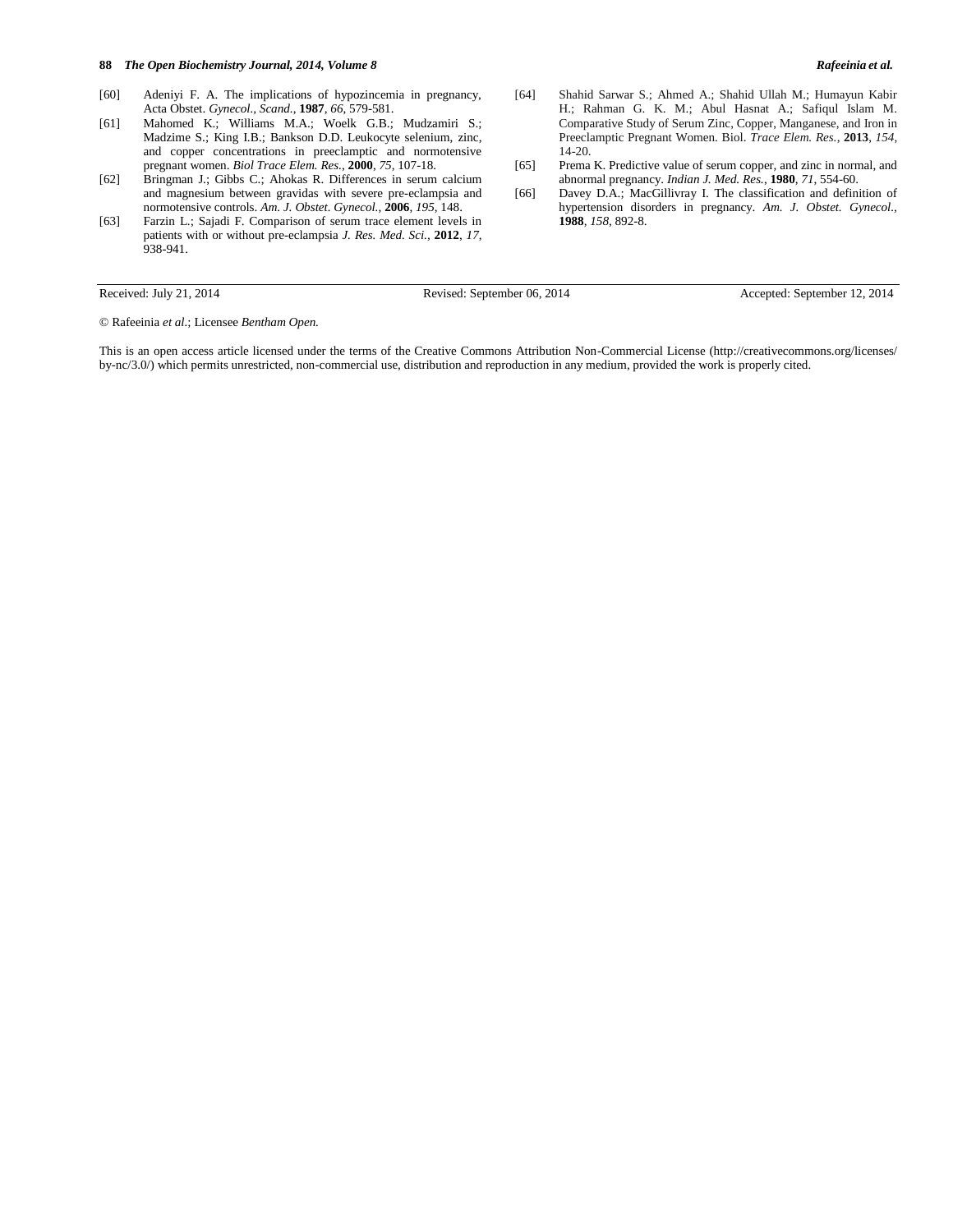[60] Adeniyi F. A. The implications of hypozincemia in pregnancy, Acta Obstet. *Gynecol., Scand.*, **1987**, *66*, 579-581.

[61] Mahomed K.; Williams M.A.; Woelk G.B.; Mudzamiri S.; Madzime S.; King I.B.; Bankson D.D. Leukocyte selenium, zinc, and copper concentrations in preeclamptic and normotensive pregnant women. *Biol Trace Elem. Res.*, **2000**, *75*, 107-18.

[62] Bringman J.; Gibbs C.; Ahokas R. Differences in serum calcium and magnesium between gravidas with severe pre-eclampsia and normotensive controls. *Am. J. Obstet. Gynecol.*, **2006**, *195*, 148.

[63] Farzin L.; Sajadi F. Comparison of serum trace element levels in patients with or without pre-eclampsia *J. Res. Med. Sci.*, **2012**, *17*, 938-941.

[64] Shahid Sarwar S.; Ahmed A.; Shahid Ullah M.; Humayun Kabir H.; Rahman G. K. M.; Abul Hasnat A.; Safiqul Islam M. Comparative Study of Serum Zinc, Copper, Manganese, and Iron in Preeclamptic Pregnant Women. Biol. *Trace Elem. Res.*, **2013**, *154*, 14-20.

[65] Prema K. Predictive value of serum copper, and zinc in normal, and abnormal pregnancy. *Indian J. Med. Res.*, **1980**, *71*, 554-60.

[66] Davey D.A.; MacGillivray I. The classification and definition of hypertension disorders in pregnancy. *Am. J. Obstet. Gynecol.*, **1988**, *158*, 892-8.

Received: July 21, 2014 Revised: September 06, 2014 Accepted: September 12, 2014

© Rafeeinia *et al.*; Licensee *Bentham Open.*

This is an open access article licensed under the terms of the Creative Commons Attribution Non-Commercial License (http://creativecommons.org/licenses/by-nc/3.0/) which permits unrestricted, non-commercial use, distribution and reproduction in any medium, provided the work is properly cited.